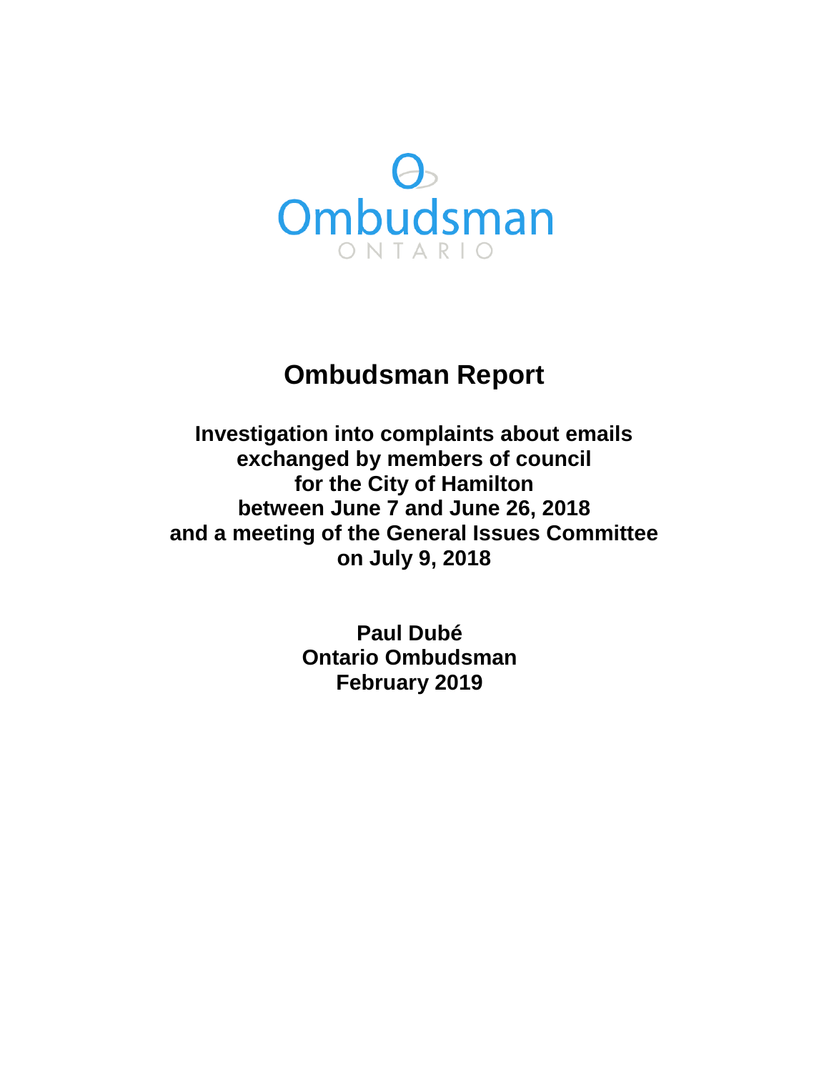Ombudsman

ONTARIO

# Ombudsman Report

## Investigation into complaints about emails exchanged by members of council for the City of Hamilton between June 7 and June 26, 2018 and a meeting of the General Issues Committee on July 9, 2018

**Paul Dubé**
**Ontario Ombudsman**
**February 2019**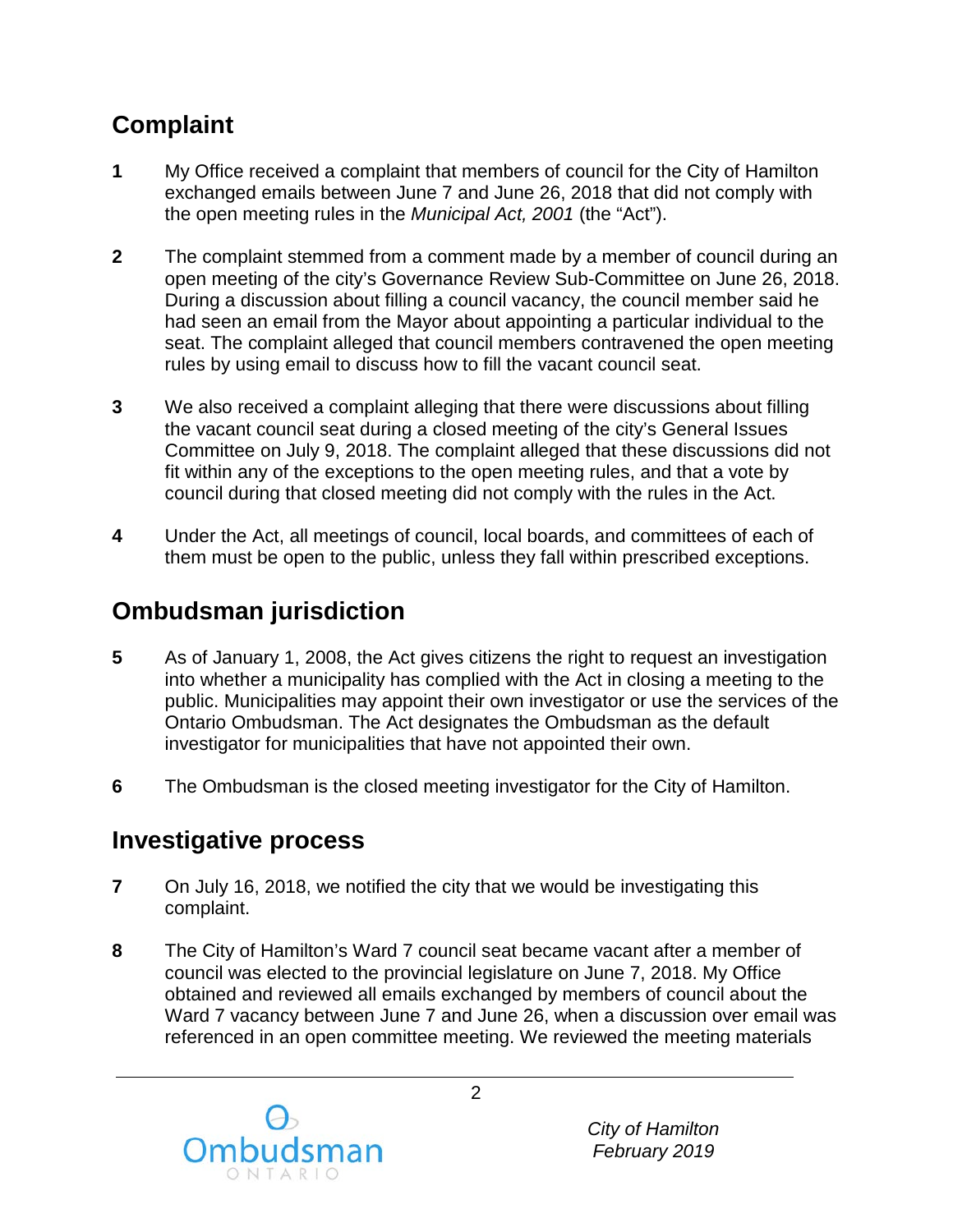## Complaint

**1** My Office received a complaint that members of council for the City of Hamilton exchanged emails between June 7 and June 26, 2018 that did not comply with the open meeting rules in the *Municipal Act, 2001* (the "Act").

**2** The complaint stemmed from a comment made by a member of council during an open meeting of the city's Governance Review Sub-Committee on June 26, 2018. During a discussion about filling a council vacancy, the council member said he had seen an email from the Mayor about appointing a particular individual to the seat. The complaint alleged that council members contravened the open meeting rules by using email to discuss how to fill the vacant council seat.

**3** We also received a complaint alleging that there were discussions about filling the vacant council seat during a closed meeting of the city's General Issues Committee on July 9, 2018. The complaint alleged that these discussions did not fit within any of the exceptions to the open meeting rules, and that a vote by council during that closed meeting did not comply with the rules in the Act.

**4** Under the Act, all meetings of council, local boards, and committees of each of them must be open to the public, unless they fall within prescribed exceptions.

## Ombudsman jurisdiction

**5** As of January 1, 2008, the Act gives citizens the right to request an investigation into whether a municipality has complied with the Act in closing a meeting to the public. Municipalities may appoint their own investigator or use the services of the Ontario Ombudsman. The Act designates the Ombudsman as the default investigator for municipalities that have not appointed their own.

**6** The Ombudsman is the closed meeting investigator for the City of Hamilton.

## Investigative process

**7** On July 16, 2018, we notified the city that we would be investigating this complaint.

**8** The City of Hamilton's Ward 7 council seat became vacant after a member of council was elected to the provincial legislature on June 7, 2018. My Office obtained and reviewed all emails exchanged by members of council about the Ward 7 vacancy between June 7 and June 26, when a discussion over email was referenced in an open committee meeting. We reviewed the meeting materials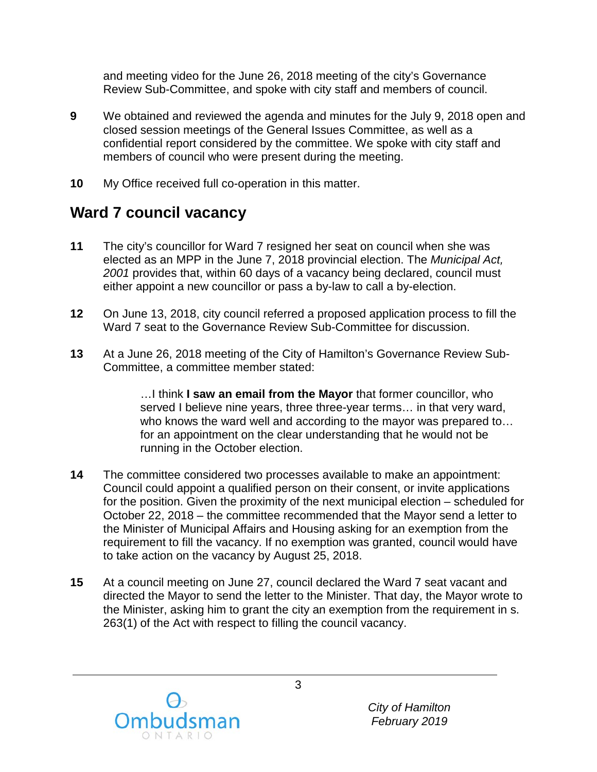and meeting video for the June 26, 2018 meeting of the city's Governance Review Sub-Committee, and spoke with city staff and members of council.

**9** We obtained and reviewed the agenda and minutes for the July 9, 2018 open and closed session meetings of the General Issues Committee, as well as a confidential report considered by the committee. We spoke with city staff and members of council who were present during the meeting.

**10** My Office received full co-operation in this matter.

## Ward 7 council vacancy

**11** The city's councillor for Ward 7 resigned her seat on council when she was elected as an MPP in the June 7, 2018 provincial election. The *Municipal Act, 2001* provides that, within 60 days of a vacancy being declared, council must either appoint a new councillor or pass a by-law to call a by-election.

**12** On June 13, 2018, city council referred a proposed application process to fill the Ward 7 seat to the Governance Review Sub-Committee for discussion.

**13** At a June 26, 2018 meeting of the City of Hamilton's Governance Review Sub-Committee, a committee member stated:

> …I think **I saw an email from the Mayor** that former councillor, who served I believe nine years, three three-year terms… in that very ward, who knows the ward well and according to the mayor was prepared to… for an appointment on the clear understanding that he would not be running in the October election.

**14** The committee considered two processes available to make an appointment: Council could appoint a qualified person on their consent, or invite applications for the position. Given the proximity of the next municipal election – scheduled for October 22, 2018 – the committee recommended that the Mayor send a letter to the Minister of Municipal Affairs and Housing asking for an exemption from the requirement to fill the vacancy. If no exemption was granted, council would have to take action on the vacancy by August 25, 2018.

**15** At a council meeting on June 27, council declared the Ward 7 seat vacant and directed the Mayor to send the letter to the Minister. That day, the Mayor wrote to the Minister, asking him to grant the city an exemption from the requirement in s. 263(1) of the Act with respect to filling the council vacancy.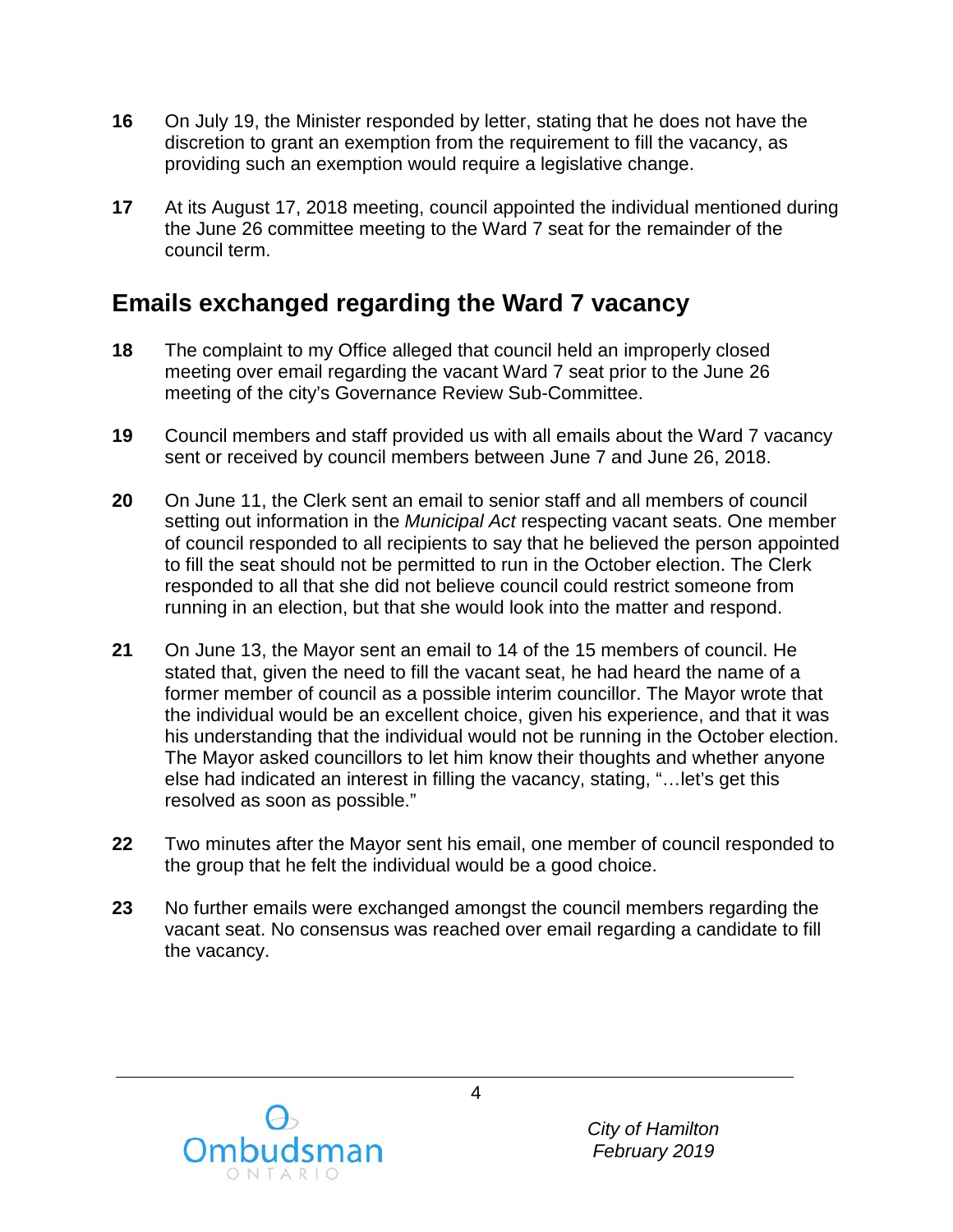**16** On July 19, the Minister responded by letter, stating that he does not have the discretion to grant an exemption from the requirement to fill the vacancy, as providing such an exemption would require a legislative change.

**17** At its August 17, 2018 meeting, council appointed the individual mentioned during the June 26 committee meeting to the Ward 7 seat for the remainder of the council term.

## Emails exchanged regarding the Ward 7 vacancy

**18** The complaint to my Office alleged that council held an improperly closed meeting over email regarding the vacant Ward 7 seat prior to the June 26 meeting of the city's Governance Review Sub-Committee.

**19** Council members and staff provided us with all emails about the Ward 7 vacancy sent or received by council members between June 7 and June 26, 2018.

**20** On June 11, the Clerk sent an email to senior staff and all members of council setting out information in the *Municipal Act* respecting vacant seats. One member of council responded to all recipients to say that he believed the person appointed to fill the seat should not be permitted to run in the October election. The Clerk responded to all that she did not believe council could restrict someone from running in an election, but that she would look into the matter and respond.

**21** On June 13, the Mayor sent an email to 14 of the 15 members of council. He stated that, given the need to fill the vacant seat, he had heard the name of a former member of council as a possible interim councillor. The Mayor wrote that the individual would be an excellent choice, given his experience, and that it was his understanding that the individual would not be running in the October election. The Mayor asked councillors to let him know their thoughts and whether anyone else had indicated an interest in filling the vacancy, stating, "…let's get this resolved as soon as possible."

**22** Two minutes after the Mayor sent his email, one member of council responded to the group that he felt the individual would be a good choice.

**23** No further emails were exchanged amongst the council members regarding the vacant seat. No consensus was reached over email regarding a candidate to fill the vacancy.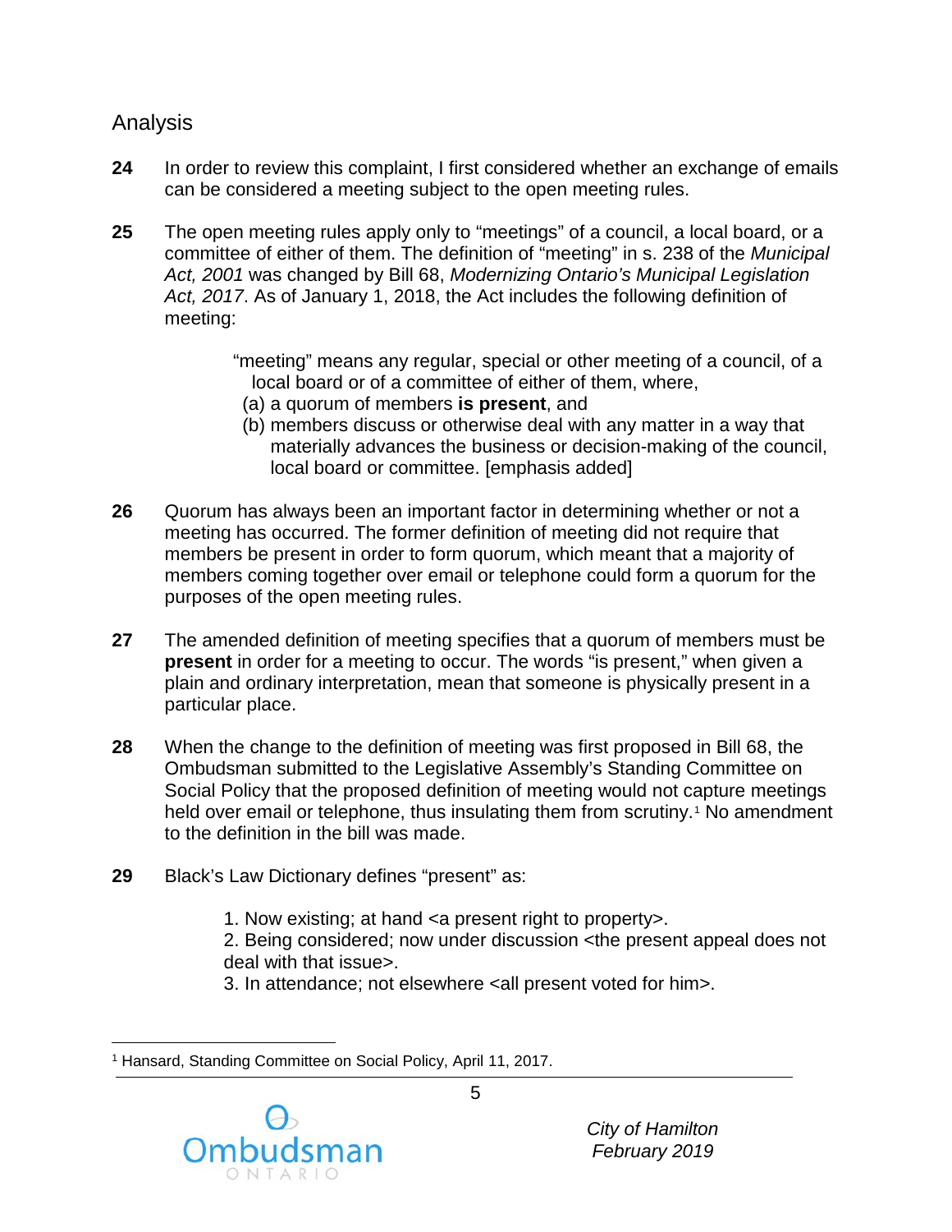## Analysis

**24** In order to review this complaint, I first considered whether an exchange of emails can be considered a meeting subject to the open meeting rules.

**25** The open meeting rules apply only to "meetings" of a council, a local board, or a committee of either of them. The definition of "meeting" in s. 238 of the *Municipal Act, 2001* was changed by Bill 68, *Modernizing Ontario's Municipal Legislation Act, 2017*. As of January 1, 2018, the Act includes the following definition of meeting:

> "meeting" means any regular, special or other meeting of a council, of a local board or of a committee of either of them, where,
> (a) a quorum of members **is present**, and
> (b) members discuss or otherwise deal with any matter in a way that materially advances the business or decision-making of the council, local board or committee. [emphasis added]

**26** Quorum has always been an important factor in determining whether or not a meeting has occurred. The former definition of meeting did not require that members be present in order to form quorum, which meant that a majority of members coming together over email or telephone could form a quorum for the purposes of the open meeting rules.

**27** The amended definition of meeting specifies that a quorum of members must be **present** in order for a meeting to occur. The words "is present," when given a plain and ordinary interpretation, mean that someone is physically present in a particular place.

**28** When the change to the definition of meeting was first proposed in Bill 68, the Ombudsman submitted to the Legislative Assembly's Standing Committee on Social Policy that the proposed definition of meeting would not capture meetings held over email or telephone, thus insulating them from scrutiny.[1] No amendment to the definition in the bill was made.

**29** Black's Law Dictionary defines "present" as:

> 1. Now existing; at hand <a present right to property>.
> 2. Being considered; now under discussion <the present appeal does not deal with that issue>.
> 3. In attendance; not elsewhere <all present voted for him>.

---

[1] Hansard, Standing Committee on Social Policy, April 11, 2017.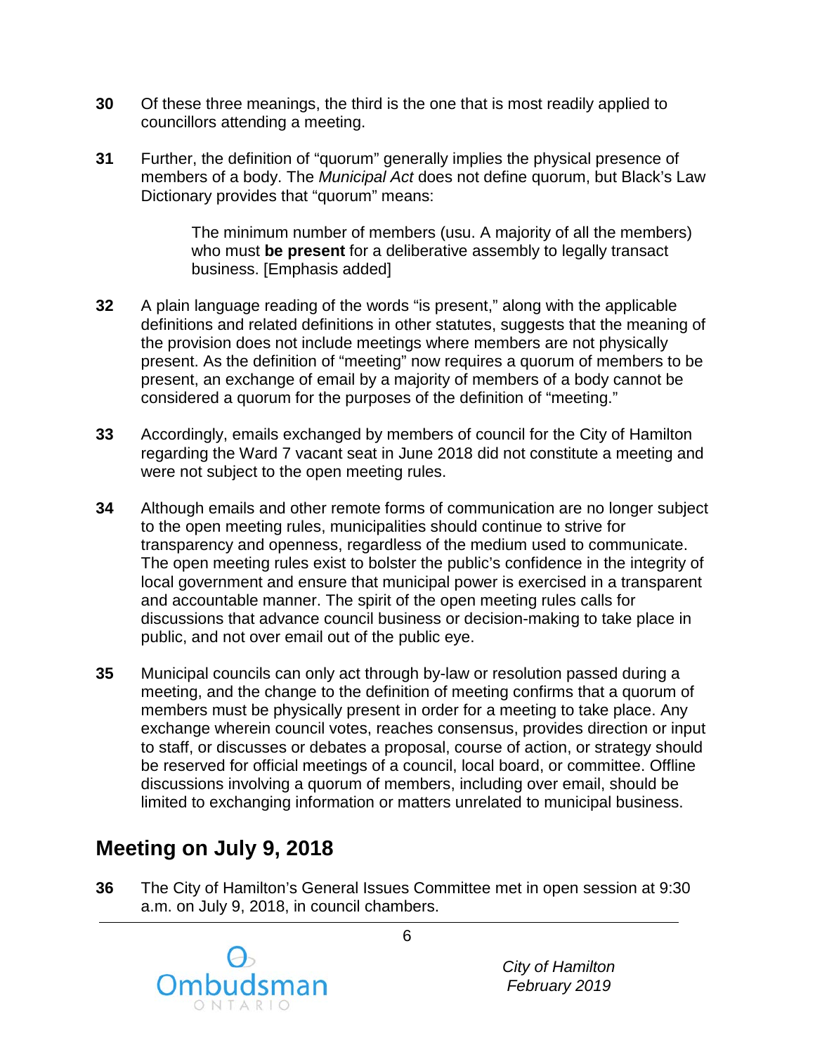**30** Of these three meanings, the third is the one that is most readily applied to councillors attending a meeting.

**31** Further, the definition of "quorum" generally implies the physical presence of members of a body. The *Municipal Act* does not define quorum, but Black's Law Dictionary provides that "quorum" means:

> The minimum number of members (usu. A majority of all the members) who must **be present** for a deliberative assembly to legally transact business. [Emphasis added]

**32** A plain language reading of the words "is present," along with the applicable definitions and related definitions in other statutes, suggests that the meaning of the provision does not include meetings where members are not physically present. As the definition of "meeting" now requires a quorum of members to be present, an exchange of email by a majority of members of a body cannot be considered a quorum for the purposes of the definition of "meeting."

**33** Accordingly, emails exchanged by members of council for the City of Hamilton regarding the Ward 7 vacant seat in June 2018 did not constitute a meeting and were not subject to the open meeting rules.

**34** Although emails and other remote forms of communication are no longer subject to the open meeting rules, municipalities should continue to strive for transparency and openness, regardless of the medium used to communicate. The open meeting rules exist to bolster the public's confidence in the integrity of local government and ensure that municipal power is exercised in a transparent and accountable manner. The spirit of the open meeting rules calls for discussions that advance council business or decision-making to take place in public, and not over email out of the public eye.

**35** Municipal councils can only act through by-law or resolution passed during a meeting, and the change to the definition of meeting confirms that a quorum of members must be physically present in order for a meeting to take place. Any exchange wherein council votes, reaches consensus, provides direction or input to staff, or discusses or debates a proposal, course of action, or strategy should be reserved for official meetings of a council, local board, or committee. Offline discussions involving a quorum of members, including over email, should be limited to exchanging information or matters unrelated to municipal business.

## Meeting on July 9, 2018

**36** The City of Hamilton's General Issues Committee met in open session at 9:30 a.m. on July 9, 2018, in council chambers.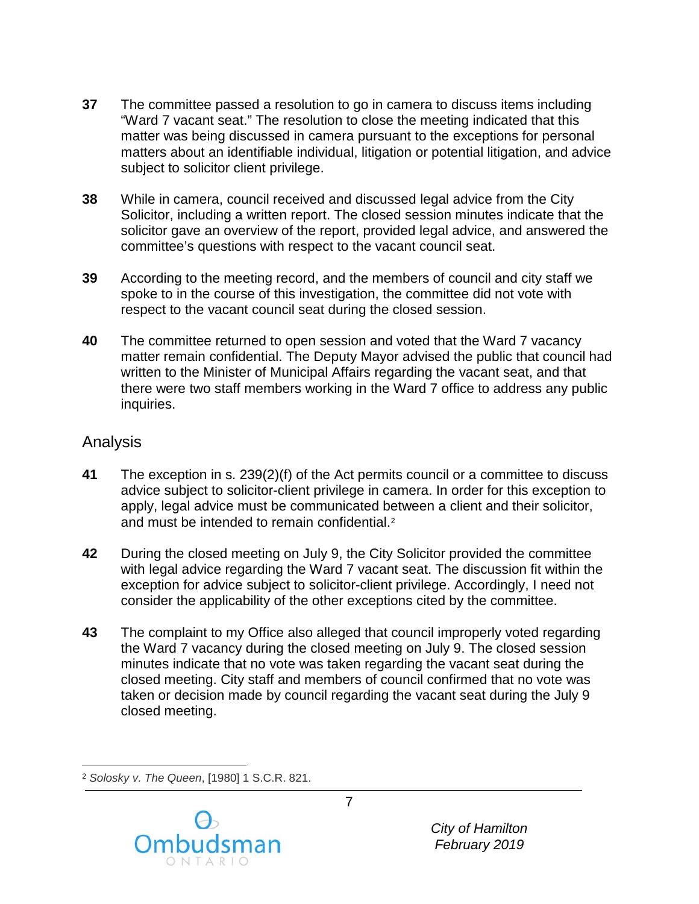**37** The committee passed a resolution to go in camera to discuss items including "Ward 7 vacant seat." The resolution to close the meeting indicated that this matter was being discussed in camera pursuant to the exceptions for personal matters about an identifiable individual, litigation or potential litigation, and advice subject to solicitor client privilege.

**38** While in camera, council received and discussed legal advice from the City Solicitor, including a written report. The closed session minutes indicate that the solicitor gave an overview of the report, provided legal advice, and answered the committee's questions with respect to the vacant council seat.

**39** According to the meeting record, and the members of council and city staff we spoke to in the course of this investigation, the committee did not vote with respect to the vacant council seat during the closed session.

**40** The committee returned to open session and voted that the Ward 7 vacancy matter remain confidential. The Deputy Mayor advised the public that council had written to the Minister of Municipal Affairs regarding the vacant seat, and that there were two staff members working in the Ward 7 office to address any public inquiries.

## Analysis

**41** The exception in s. 239(2)(f) of the Act permits council or a committee to discuss advice subject to solicitor-client privilege in camera. In order for this exception to apply, legal advice must be communicated between a client and their solicitor, and must be intended to remain confidential.[2]

**42** During the closed meeting on July 9, the City Solicitor provided the committee with legal advice regarding the Ward 7 vacant seat. The discussion fit within the exception for advice subject to solicitor-client privilege. Accordingly, I need not consider the applicability of the other exceptions cited by the committee.

**43** The complaint to my Office also alleged that council improperly voted regarding the Ward 7 vacancy during the closed meeting on July 9. The closed session minutes indicate that no vote was taken regarding the vacant seat during the closed meeting. City staff and members of council confirmed that no vote was taken or decision made by council regarding the vacant seat during the July 9 closed meeting.

---

[2] *Solosky v. The Queen*, [1980] 1 S.C.R. 821.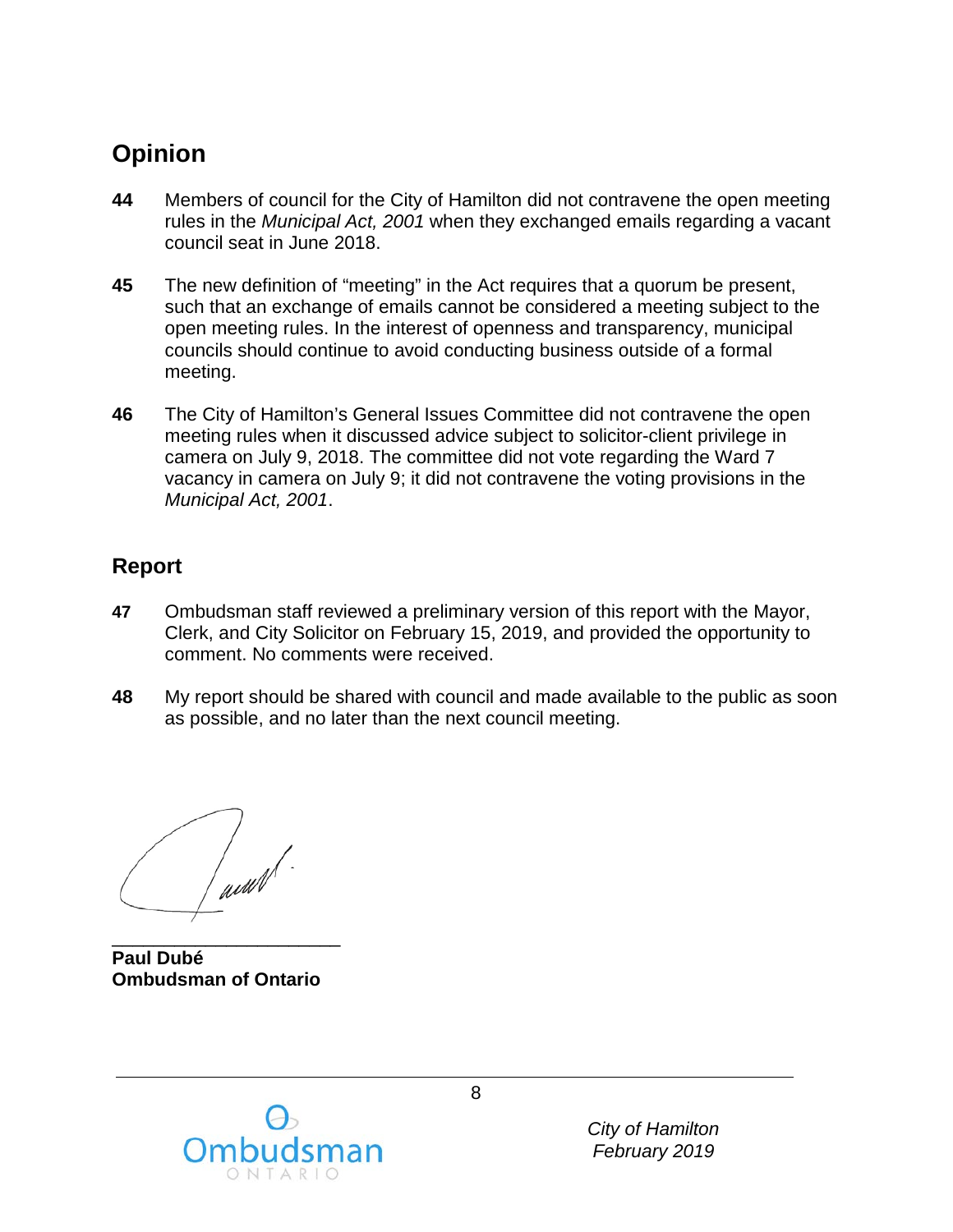## Opinion

**44** Members of council for the City of Hamilton did not contravene the open meeting rules in the *Municipal Act, 2001* when they exchanged emails regarding a vacant council seat in June 2018.

**45** The new definition of "meeting" in the Act requires that a quorum be present, such that an exchange of emails cannot be considered a meeting subject to the open meeting rules. In the interest of openness and transparency, municipal councils should continue to avoid conducting business outside of a formal meeting.

**46** The City of Hamilton's General Issues Committee did not contravene the open meeting rules when it discussed advice subject to solicitor-client privilege in camera on July 9, 2018. The committee did not vote regarding the Ward 7 vacancy in camera on July 9; it did not contravene the voting provisions in the *Municipal Act, 2001*.

## Report

**47** Ombudsman staff reviewed a preliminary version of this report with the Mayor, Clerk, and City Solicitor on February 15, 2019, and provided the opportunity to comment. No comments were received.

**48** My report should be shared with council and made available to the public as soon as possible, and no later than the next council meeting.

______________________

**Paul Dubé**
**Ombudsman of Ontario**